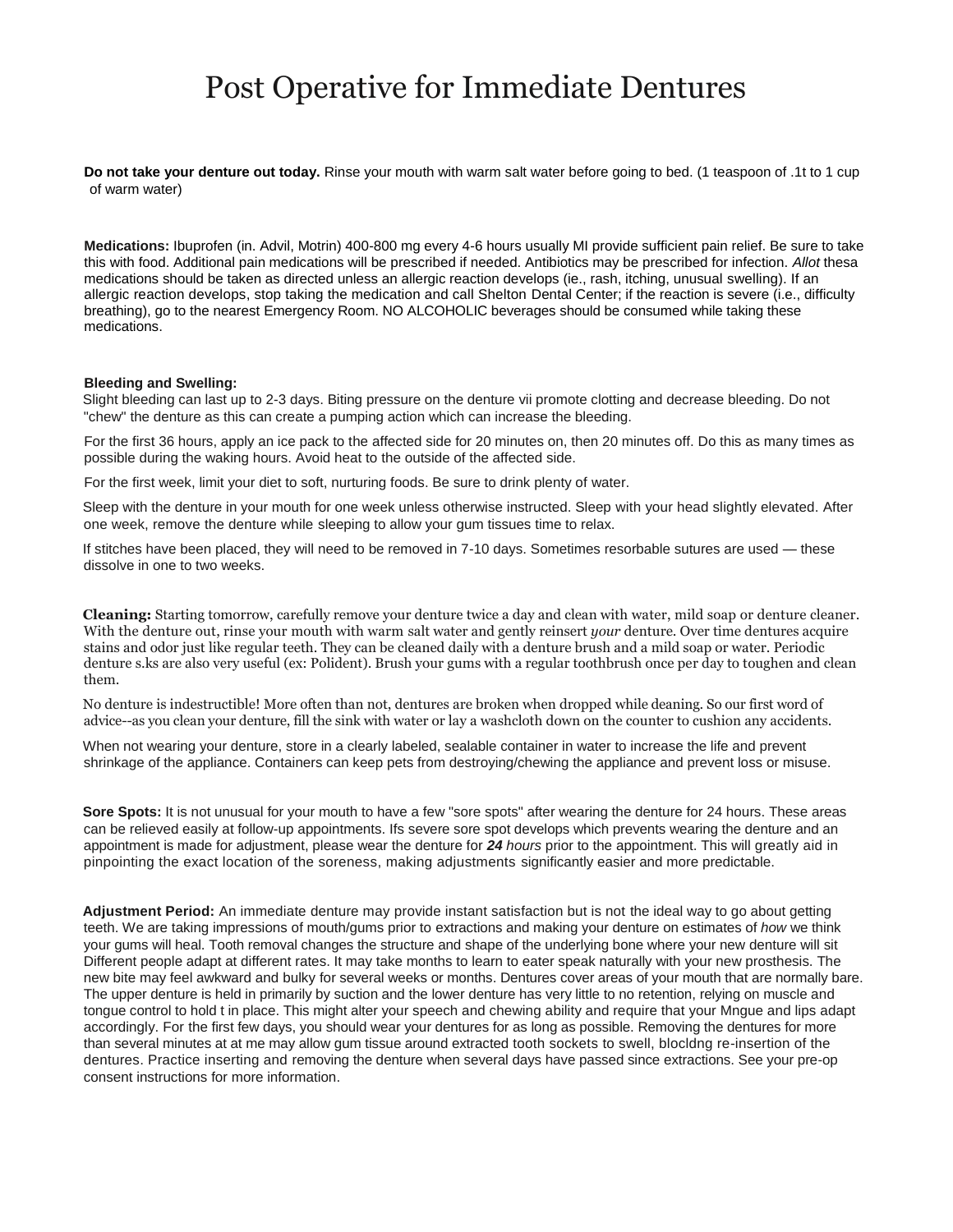# Post Operative for Immediate Dentures

**Do not take your denture out today.** Rinse your mouth with warm salt water before going to bed. (1 teaspoon of .1t to 1 cup of warm water)

**Medications:** Ibuprofen (in. Advil, Motrin) 400-800 mg every 4-6 hours usually MI provide sufficient pain relief. Be sure to take this with food. Additional pain medications will be prescribed if needed. Antibiotics may be prescribed for infection. *Allot* thesa medications should be taken as directed unless an allergic reaction develops (ie., rash, itching, unusual swelling). If an allergic reaction develops, stop taking the medication and call Shelton Dental Center; if the reaction is severe (i.e., difficulty breathing), go to the nearest Emergency Room. NO ALCOHOLIC beverages should be consumed while taking these medications.

**Bleeding and Swelling:**

Slight bleeding can last up to 2-3 days. Biting pressure on the denture vii promote clotting and decrease bleeding. Do not "chew" the denture as this can create a pumping action which can increase the bleeding.

For the first 36 hours, apply an ice pack to the affected side for 20 minutes on, then 20 minutes off. Do this as many times as possible during the waking hours. Avoid heat to the outside of the affected side.

For the first week, limit your diet to soft, nurturing foods. Be sure to drink plenty of water.

Sleep with the denture in your mouth for one week unless otherwise instructed. Sleep with your head slightly elevated. After one week, remove the denture while sleeping to allow your gum tissues time to relax.

If stitches have been placed, they will need to be removed in 7-10 days. Sometimes resorbable sutures are used — these dissolve in one to two weeks.

**Cleaning:** Starting tomorrow, carefully remove your denture twice a day and clean with water, mild soap or denture cleaner. With the denture out, rinse your mouth with warm salt water and gently reinsert *your* denture. Over time dentures acquire stains and odor just like regular teeth. They can be cleaned daily with a denture brush and a mild soap or water. Periodic denture s.ks are also very useful (ex: Polident). Brush your gums with a regular toothbrush once per day to toughen and clean them.

No denture is indestructible! More often than not, dentures are broken when dropped while deaning. So our first word of advice--as you clean your denture, fill the sink with water or lay a washcloth down on the counter to cushion any accidents.

When not wearing your denture, store in a clearly labeled, sealable container in water to increase the life and prevent shrinkage of the appliance. Containers can keep pets from destroying/chewing the appliance and prevent loss or misuse.

**Sore Spots:** It is not unusual for your mouth to have a few "sore spots" after wearing the denture for 24 hours. These areas can be relieved easily at follow-up appointments. Ifs severe sore spot develops which prevents wearing the denture and an appointment is made for adjustment, please wear the denture for ***24** hours* prior to the appointment. This will greatly aid in pinpointing the exact location of the soreness, making adjustments significantly easier and more predictable.

**Adjustment Period:** An immediate denture may provide instant satisfaction but is not the ideal way to go about getting teeth. We are taking impressions of mouth/gums prior to extractions and making your denture on estimates of *how* we think your gums will heal. Tooth removal changes the structure and shape of the underlying bone where your new denture will sit Different people adapt at different rates. It may take months to learn to eater speak naturally with your new prosthesis. The new bite may feel awkward and bulky for several weeks or months. Dentures cover areas of your mouth that are normally bare. The upper denture is held in primarily by suction and the lower denture has very little to no retention, relying on muscle and tongue control to hold t in place. This might alter your speech and chewing ability and require that your Mngue and lips adapt accordingly. For the first few days, you should wear your dentures for as long as possible. Removing the dentures for more than several minutes at at me may allow gum tissue around extracted tooth sockets to swell, blocldng re-insertion of the dentures. Practice inserting and removing the denture when several days have passed since extractions. See your pre-op consent instructions for more information.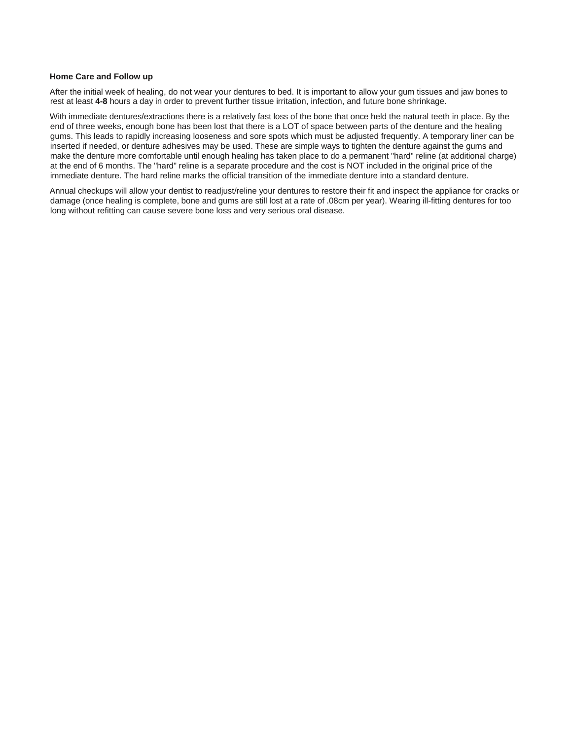**Home Care and Follow up**

After the initial week of healing, do not wear your dentures to bed. It is important to allow your gum tissues and jaw bones to rest at least **4-8** hours a day in order to prevent further tissue irritation, infection, and future bone shrinkage.

With immediate dentures/extractions there is a relatively fast loss of the bone that once held the natural teeth in place. By the end of three weeks, enough bone has been lost that there is a LOT of space between parts of the denture and the healing gums. This leads to rapidly increasing looseness and sore spots which must be adjusted frequently. A temporary liner can be inserted if needed, or denture adhesives may be used. These are simple ways to tighten the denture against the gums and make the denture more comfortable until enough healing has taken place to do a permanent "hard" reline (at additional charge) at the end of 6 months. The "hard" reline is a separate procedure and the cost is NOT included in the original price of the immediate denture. The hard reline marks the official transition of the immediate denture into a standard denture.

Annual checkups will allow your dentist to readjust/reline your dentures to restore their fit and inspect the appliance for cracks or damage (once healing is complete, bone and gums are still lost at a rate of .08cm per year). Wearing ill-fitting dentures for too long without refitting can cause severe bone loss and very serious oral disease.